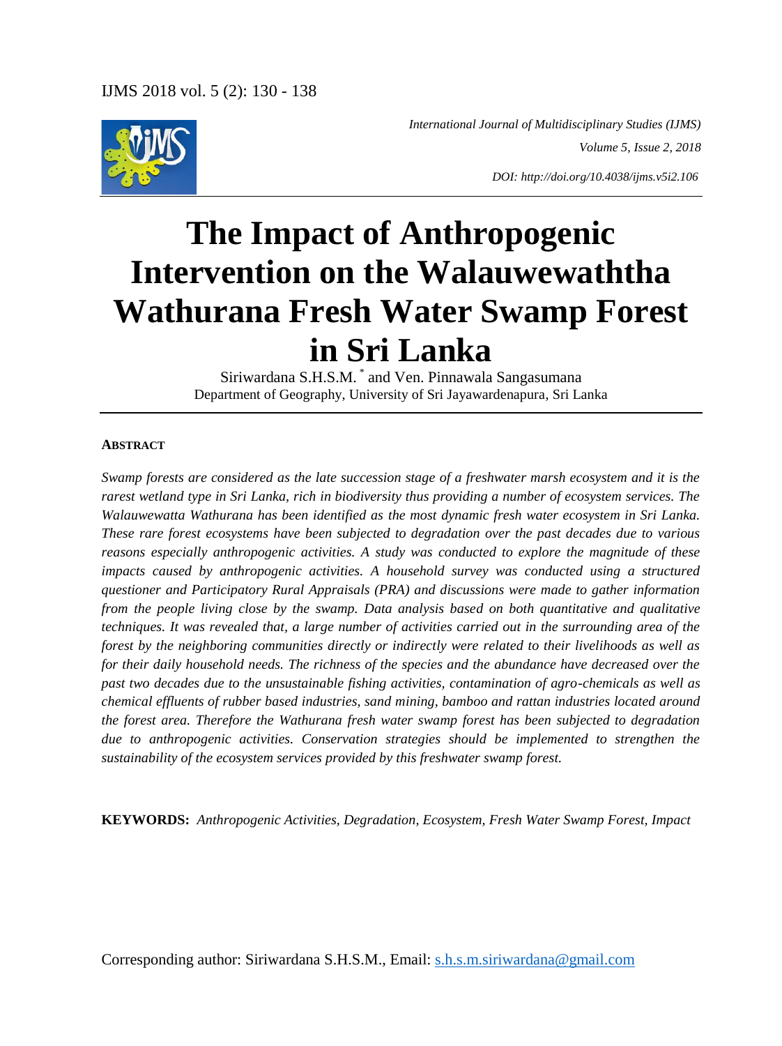*International Journal of Multidisciplinary Studies (IJMS)*
*Volume 5, Issue 2, 2018*
*DOI: http://doi.org/10.4038/ijms.v5i2.106*

# The Impact of Anthropogenic Intervention on the Walauwewaththa Wathurana Fresh Water Swamp Forest in Sri Lanka

Siriwardana S.H.S.M. * and Ven. Pinnawala Sangasumana

Department of Geography, University of Sri Jayawardenapura, Sri Lanka

### ABSTRACT

*Swamp forests are considered as the late succession stage of a freshwater marsh ecosystem and it is the rarest wetland type in Sri Lanka, rich in biodiversity thus providing a number of ecosystem services. The Walauwewatta Wathurana has been identified as the most dynamic fresh water ecosystem in Sri Lanka. These rare forest ecosystems have been subjected to degradation over the past decades due to various reasons especially anthropogenic activities. A study was conducted to explore the magnitude of these impacts caused by anthropogenic activities. A household survey was conducted using a structured questioner and Participatory Rural Appraisals (PRA) and discussions were made to gather information from the people living close by the swamp. Data analysis based on both quantitative and qualitative techniques. It was revealed that, a large number of activities carried out in the surrounding area of the forest by the neighboring communities directly or indirectly were related to their livelihoods as well as for their daily household needs. The richness of the species and the abundance have decreased over the past two decades due to the unsustainable fishing activities, contamination of agro-chemicals as well as chemical effluents of rubber based industries, sand mining, bamboo and rattan industries located around the forest area. Therefore the Wathurana fresh water swamp forest has been subjected to degradation due to anthropogenic activities. Conservation strategies should be implemented to strengthen the sustainability of the ecosystem services provided by this freshwater swamp forest.*

**KEYWORDS:** *Anthropogenic Activities, Degradation, Ecosystem, Fresh Water Swamp Forest, Impact*

Corresponding author: Siriwardana S.H.S.M., Email: s.h.s.m.siriwardana@gmail.com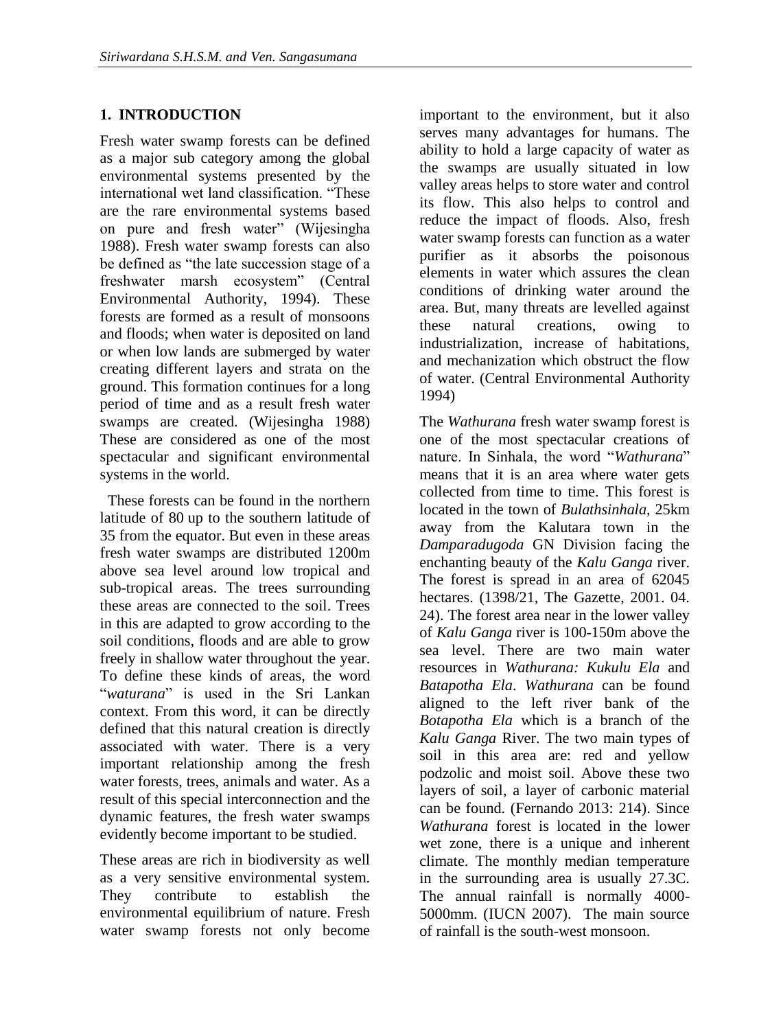## 1. INTRODUCTION

Fresh water swamp forests can be defined as a major sub category among the global environmental systems presented by the international wet land classification. "These are the rare environmental systems based on pure and fresh water" (Wijesingha 1988). Fresh water swamp forests can also be defined as "the late succession stage of a freshwater marsh ecosystem" (Central Environmental Authority, 1994). These forests are formed as a result of monsoons and floods; when water is deposited on land or when low lands are submerged by water creating different layers and strata on the ground. This formation continues for a long period of time and as a result fresh water swamps are created. (Wijesingha 1988) These are considered as one of the most spectacular and significant environmental systems in the world.

These forests can be found in the northern latitude of 80 up to the southern latitude of 35 from the equator. But even in these areas fresh water swamps are distributed 1200m above sea level around low tropical and sub-tropical areas. The trees surrounding these areas are connected to the soil. Trees in this are adapted to grow according to the soil conditions, floods and are able to grow freely in shallow water throughout the year. To define these kinds of areas, the word "*waturana*" is used in the Sri Lankan context. From this word, it can be directly defined that this natural creation is directly associated with water. There is a very important relationship among the fresh water forests, trees, animals and water. As a result of this special interconnection and the dynamic features, the fresh water swamps evidently become important to be studied.

These areas are rich in biodiversity as well as a very sensitive environmental system. They contribute to establish the environmental equilibrium of nature. Fresh water swamp forests not only become important to the environment, but it also serves many advantages for humans. The ability to hold a large capacity of water as the swamps are usually situated in low valley areas helps to store water and control its flow. This also helps to control and reduce the impact of floods. Also, fresh water swamp forests can function as a water purifier as it absorbs the poisonous elements in water which assures the clean conditions of drinking water around the area. But, many threats are levelled against these natural creations, owing to industrialization, increase of habitations, and mechanization which obstruct the flow of water. (Central Environmental Authority 1994)

The *Wathurana* fresh water swamp forest is one of the most spectacular creations of nature. In Sinhala, the word "*Wathurana*" means that it is an area where water gets collected from time to time. This forest is located in the town of *Bulathsinhala*, 25km away from the Kalutara town in the *Damparadugoda* GN Division facing the enchanting beauty of the *Kalu Ganga* river. The forest is spread in an area of 62045 hectares. (1398/21, The Gazette, 2001. 04. 24). The forest area near in the lower valley of *Kalu Ganga* river is 100-150m above the sea level. There are two main water resources in *Wathurana: Kukulu Ela* and *Batapotha Ela*. *Wathurana* can be found aligned to the left river bank of the *Botapotha Ela* which is a branch of the *Kalu Ganga* River. The two main types of soil in this area are: red and yellow podzolic and moist soil. Above these two layers of soil, a layer of carbonic material can be found. (Fernando 2013: 214). Since *Wathurana* forest is located in the lower wet zone, there is a unique and inherent climate. The monthly median temperature in the surrounding area is usually 27.3C. The annual rainfall is normally 4000-5000mm. (IUCN 2007). The main source of rainfall is the south-west monsoon.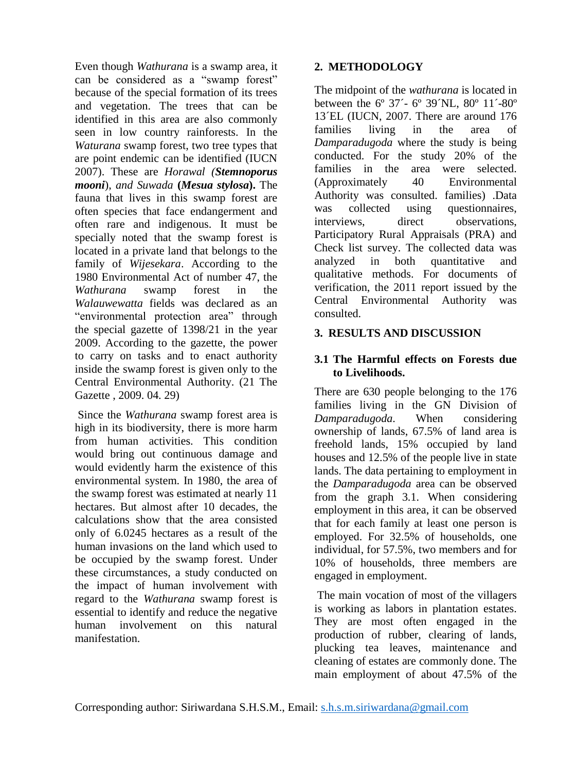Even though *Wathurana* is a swamp area, it can be considered as a "swamp forest" because of the special formation of its trees and vegetation. The trees that can be identified in this area are also commonly seen in low country rainforests. In the *Waturana* swamp forest, two tree types that are point endemic can be identified (IUCN 2007). These are *Horawal (**Stemnoporus mooni**), and Suwada* (***Mesua stylosa***). The fauna that lives in this swamp forest are often species that face endangerment and often rare and indigenous. It must be specially noted that the swamp forest is located in a private land that belongs to the family of *Wijesekara*. According to the 1980 Environmental Act of number 47, the *Wathurana* swamp forest in the *Walauwewatta* fields was declared as an "environmental protection area" through the special gazette of 1398/21 in the year 2009. According to the gazette, the power to carry on tasks and to enact authority inside the swamp forest is given only to the Central Environmental Authority. (21 The Gazette , 2009. 04. 29)

Since the *Wathurana* swamp forest area is high in its biodiversity, there is more harm from human activities. This condition would bring out continuous damage and would evidently harm the existence of this environmental system. In 1980, the area of the swamp forest was estimated at nearly 11 hectares. But almost after 10 decades, the calculations show that the area consisted only of 6.0245 hectares as a result of the human invasions on the land which used to be occupied by the swamp forest. Under these circumstances, a study conducted on the impact of human involvement with regard to the *Wathurana* swamp forest is essential to identify and reduce the negative human involvement on this natural manifestation.

## 2. METHODOLOGY

The midpoint of the *wathurana* is located in between the 6º 37´- 6º 39´NL, 80º 11´-80º 13´EL (IUCN, 2007. There are around 176 families living in the area of *Damparadugoda* where the study is being conducted. For the study 20% of the families in the area were selected. (Approximately 40 Environmental Authority was consulted. families) .Data was collected using questionnaires, interviews, direct observations, Participatory Rural Appraisals (PRA) and Check list survey. The collected data was analyzed in both quantitative and qualitative methods. For documents of verification, the 2011 report issued by the Central Environmental Authority was consulted.

## 3. RESULTS AND DISCUSSION

### 3.1 The Harmful effects on Forests due to Livelihoods.

There are 630 people belonging to the 176 families living in the GN Division of *Damparadugoda*. When considering ownership of lands, 67.5% of land area is freehold lands, 15% occupied by land houses and 12.5% of the people live in state lands. The data pertaining to employment in the *Damparadugoda* area can be observed from the graph 3.1. When considering employment in this area, it can be observed that for each family at least one person is employed. For 32.5% of households, one individual, for 57.5%, two members and for 10% of households, three members are engaged in employment.

The main vocation of most of the villagers is working as labors in plantation estates. They are most often engaged in the production of rubber, clearing of lands, plucking tea leaves, maintenance and cleaning of estates are commonly done. The main employment of about 47.5% of the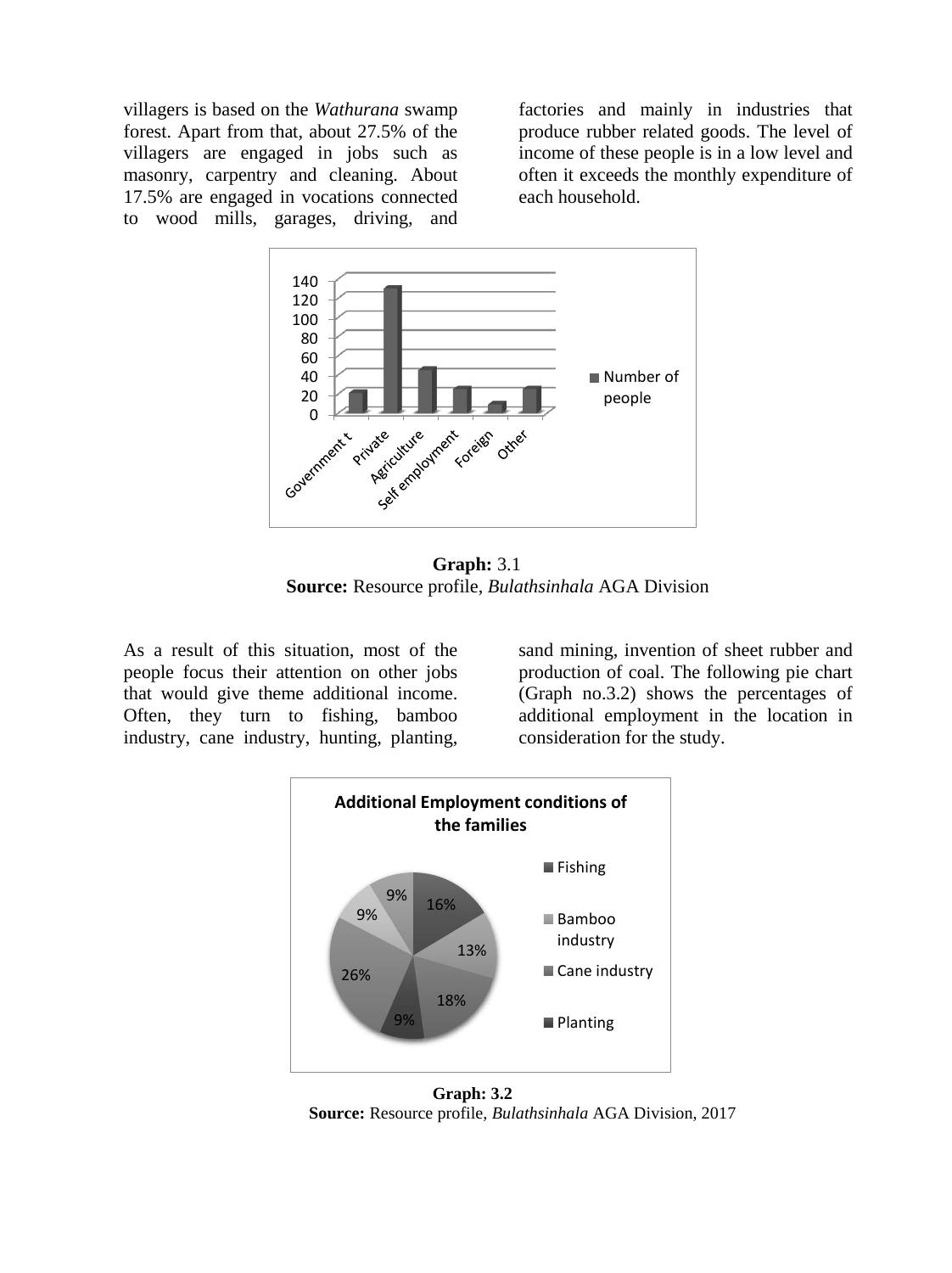villagers is based on the *Wathurana* swamp forest. Apart from that, about 27.5% of the villagers are engaged in jobs such as masonry, carpentry and cleaning. About 17.5% are engaged in vocations connected to wood mills, garages, driving, and factories and mainly in industries that produce rubber related goods. The level of income of these people is in a low level and often it exceeds the monthly expenditure of each household.

**Graph:** 3.1
**Source:** Resource profile, *Bulathsinhala* AGA Division

As a result of this situation, most of the people focus their attention on other jobs that would give theme additional income. Often, they turn to fishing, bamboo industry, cane industry, hunting, planting, sand mining, invention of sheet rubber and production of coal. The following pie chart (Graph no.3.2) shows the percentages of additional employment in the location in consideration for the study.

**Graph: 3.2**
**Source:** Resource profile, *Bulathsinhala* AGA Division, 2017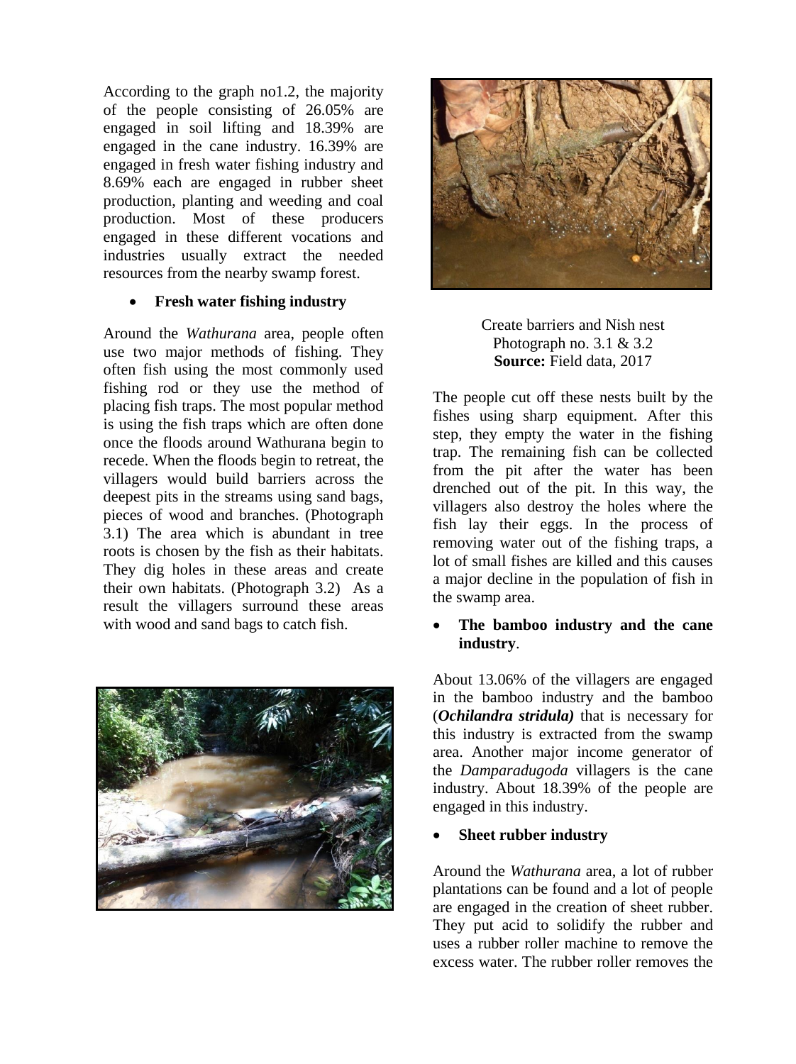According to the graph no1.2, the majority of the people consisting of 26.05% are engaged in soil lifting and 18.39% are engaged in the cane industry. 16.39% are engaged in fresh water fishing industry and 8.69% each are engaged in rubber sheet production, planting and weeding and coal production. Most of these producers engaged in these different vocations and industries usually extract the needed resources from the nearby swamp forest.

- **Fresh water fishing industry**

Around the *Wathurana* area, people often use two major methods of fishing. They often fish using the most commonly used fishing rod or they use the method of placing fish traps. The most popular method is using the fish traps which are often done once the floods around Wathurana begin to recede. When the floods begin to retreat, the villagers would build barriers across the deepest pits in the streams using sand bags, pieces of wood and branches. (Photograph 3.1) The area which is abundant in tree roots is chosen by the fish as their habitats. They dig holes in these areas and create their own habitats. (Photograph 3.2) As a result the villagers surround these areas with wood and sand bags to catch fish.

Create barriers and Nish nest
Photograph no. 3.1 & 3.2
**Source:** Field data, 2017

The people cut off these nests built by the fishes using sharp equipment. After this step, they empty the water in the fishing trap. The remaining fish can be collected from the pit after the water has been drenched out of the pit. In this way, the villagers also destroy the holes where the fish lay their eggs. In the process of removing water out of the fishing traps, a lot of small fishes are killed and this causes a major decline in the population of fish in the swamp area.

- **The bamboo industry and the cane industry**.

About 13.06% of the villagers are engaged in the bamboo industry and the bamboo (***Ochilandra stridula)*** that is necessary for this industry is extracted from the swamp area. Another major income generator of the *Damparadugoda* villagers is the cane industry. About 18.39% of the people are engaged in this industry.

- **Sheet rubber industry**

Around the *Wathurana* area, a lot of rubber plantations can be found and a lot of people are engaged in the creation of sheet rubber. They put acid to solidify the rubber and uses a rubber roller machine to remove the excess water. The rubber roller removes the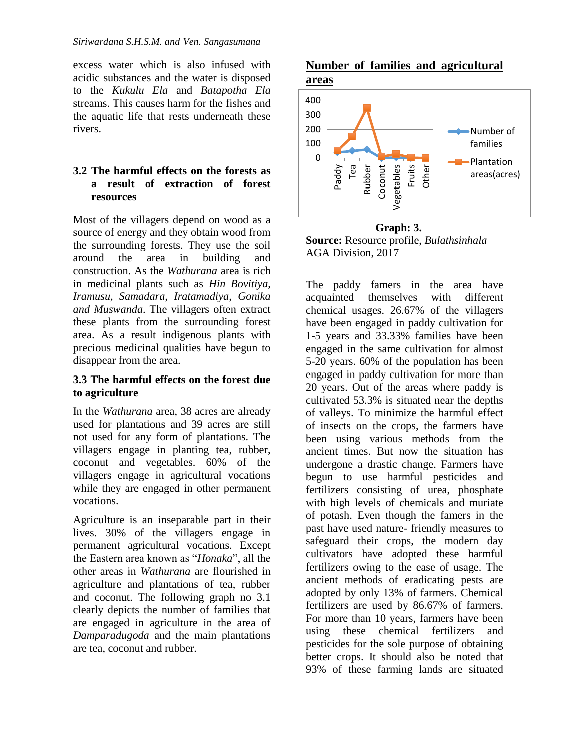excess water which is also infused with acidic substances and the water is disposed to the *Kukulu Ela* and *Batapotha Ela* streams. This causes harm for the fishes and the aquatic life that rests underneath these rivers.

### 3.2 The harmful effects on the forests as a result of extraction of forest resources

Most of the villagers depend on wood as a source of energy and they obtain wood from the surrounding forests. They use the soil around the area in building and construction. As the *Wathurana* area is rich in medicinal plants such as *Hin Bovitiya, Iramusu, Samadara, Iratamadiya, Gonika and Muswanda*. The villagers often extract these plants from the surrounding forest area. As a result indigenous plants with precious medicinal qualities have begun to disappear from the area.

### 3.3 The harmful effects on the forest due to agriculture

In the *Wathurana* area, 38 acres are already used for plantations and 39 acres are still not used for any form of plantations. The villagers engage in planting tea, rubber, coconut and vegetables. 60% of the villagers engage in agricultural vocations while they are engaged in other permanent vocations.

Agriculture is an inseparable part in their lives. 30% of the villagers engage in permanent agricultural vocations. Except the Eastern area known as "*Honaka*", all the other areas in *Wathurana* are flourished in agriculture and plantations of tea, rubber and coconut. The following graph no 3.1 clearly depicts the number of families that are engaged in agriculture in the area of *Damparadugoda* and the main plantations are tea, coconut and rubber.

**Number of families and agricultural areas**

**Graph: 3.**

**Source:** Resource profile, *Bulathsinhala* AGA Division, 2017

The paddy famers in the area have acquainted themselves with different chemical usages. 26.67% of the villagers have been engaged in paddy cultivation for 1-5 years and 33.33% families have been engaged in the same cultivation for almost 5-20 years. 60% of the population has been engaged in paddy cultivation for more than 20 years. Out of the areas where paddy is cultivated 53.3% is situated near the depths of valleys. To minimize the harmful effect of insects on the crops, the farmers have been using various methods from the ancient times. But now the situation has undergone a drastic change. Farmers have begun to use harmful pesticides and fertilizers consisting of urea, phosphate with high levels of chemicals and muriate of potash. Even though the famers in the past have used nature- friendly measures to safeguard their crops, the modern day cultivators have adopted these harmful fertilizers owing to the ease of usage. The ancient methods of eradicating pests are adopted by only 13% of farmers. Chemical fertilizers are used by 86.67% of farmers. For more than 10 years, farmers have been using these chemical fertilizers and pesticides for the sole purpose of obtaining better crops. It should also be noted that 93% of these farming lands are situated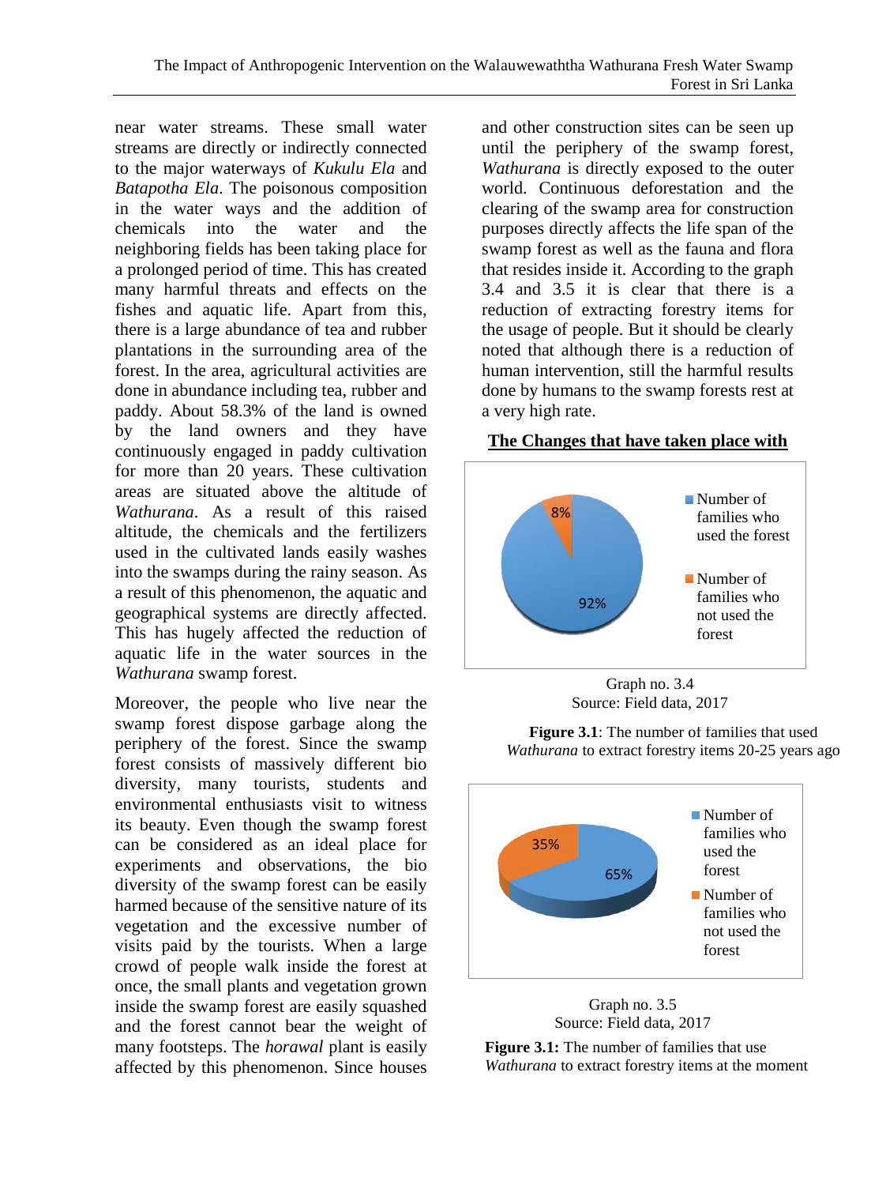near water streams. These small water streams are directly or indirectly connected to the major waterways of *Kukulu Ela* and *Batapotha Ela*. The poisonous composition in the water ways and the addition of chemicals into the water and the neighboring fields has been taking place for a prolonged period of time. This has created many harmful threats and effects on the fishes and aquatic life. Apart from this, there is a large abundance of tea and rubber plantations in the surrounding area of the forest. In the area, agricultural activities are done in abundance including tea, rubber and paddy. About 58.3% of the land is owned by the land owners and they have continuously engaged in paddy cultivation for more than 20 years. These cultivation areas are situated above the altitude of *Wathurana*. As a result of this raised altitude, the chemicals and the fertilizers used in the cultivated lands easily washes into the swamps during the rainy season. As a result of this phenomenon, the aquatic and geographical systems are directly affected. This has hugely affected the reduction of aquatic life in the water sources in the *Wathurana* swamp forest.

Moreover, the people who live near the swamp forest dispose garbage along the periphery of the forest. Since the swamp forest consists of massively different bio diversity, many tourists, students and environmental enthusiasts visit to witness its beauty. Even though the swamp forest can be considered as an ideal place for experiments and observations, the bio diversity of the swamp forest can be easily harmed because of the sensitive nature of its vegetation and the excessive number of visits paid by the tourists. When a large crowd of people walk inside the forest at once, the small plants and vegetation grown inside the swamp forest are easily squashed and the forest cannot bear the weight of many footsteps. The *horawal* plant is easily affected by this phenomenon. Since houses and other construction sites can be seen up until the periphery of the swamp forest, *Wathurana* is directly exposed to the outer world. Continuous deforestation and the clearing of the swamp area for construction purposes directly affects the life span of the swamp forest as well as the fauna and flora that resides inside it. According to the graph 3.4 and 3.5 it is clear that there is a reduction of extracting forestry items for the usage of people. But it should be clearly noted that although there is a reduction of human intervention, still the harmful results done by humans to the swamp forests rest at a very high rate.

**The Changes that have taken place with**

| | Percentage |
|---|---|
| Number of families who used the forest | 92% |
| Number of families who not used the forest | 8% |

Graph no. 3.4
Source: Field data, 2017

**Figure 3.1**: The number of families that used *Wathurana* to extract forestry items 20-25 years ago

| | Percentage |
|---|---|
| Number of families who used the forest | 65% |
| Number of families who not used the forest | 35% |

Graph no. 3.5
Source: Field data, 2017

**Figure 3.1:** The number of families that use *Wathurana* to extract forestry items at the moment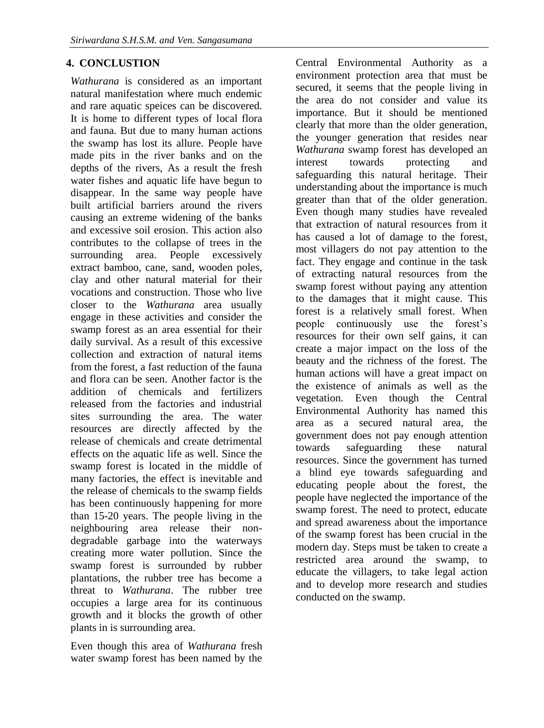## 4. CONCLUSTION

*Wathurana* is considered as an important natural manifestation where much endemic and rare aquatic speices can be discovered. It is home to different types of local flora and fauna. But due to many human actions the swamp has lost its allure. People have made pits in the river banks and on the depths of the rivers, As a result the fresh water fishes and aquatic life have begun to disappear. In the same way people have built artificial barriers around the rivers causing an extreme widening of the banks and excessive soil erosion. This action also contributes to the collapse of trees in the surrounding area. People excessively extract bamboo, cane, sand, wooden poles, clay and other natural material for their vocations and construction. Those who live closer to the *Wathurana* area usually engage in these activities and consider the swamp forest as an area essential for their daily survival. As a result of this excessive collection and extraction of natural items from the forest, a fast reduction of the fauna and flora can be seen. Another factor is the addition of chemicals and fertilizers released from the factories and industrial sites surrounding the area. The water resources are directly affected by the release of chemicals and create detrimental effects on the aquatic life as well. Since the swamp forest is located in the middle of many factories, the effect is inevitable and the release of chemicals to the swamp fields has been continuously happening for more than 15-20 years. The people living in the neighbouring area release their non-degradable garbage into the waterways creating more water pollution. Since the swamp forest is surrounded by rubber plantations, the rubber tree has become a threat to *Wathurana*. The rubber tree occupies a large area for its continuous growth and it blocks the growth of other plants in is surrounding area.

Even though this area of *Wathurana* fresh water swamp forest has been named by the Central Environmental Authority as a environment protection area that must be secured, it seems that the people living in the area do not consider and value its importance. But it should be mentioned clearly that more than the older generation, the younger generation that resides near *Wathurana* swamp forest has developed an interest towards protecting and safeguarding this natural heritage. Their understanding about the importance is much greater than that of the older generation. Even though many studies have revealed that extraction of natural resources from it has caused a lot of damage to the forest, most villagers do not pay attention to the fact. They engage and continue in the task of extracting natural resources from the swamp forest without paying any attention to the damages that it might cause. This forest is a relatively small forest. When people continuously use the forest's resources for their own self gains, it can create a major impact on the loss of the beauty and the richness of the forest. The human actions will have a great impact on the existence of animals as well as the vegetation. Even though the Central Environmental Authority has named this area as a secured natural area, the government does not pay enough attention towards safeguarding these natural resources. Since the government has turned a blind eye towards safeguarding and educating people about the forest, the people have neglected the importance of the swamp forest. The need to protect, educate and spread awareness about the importance of the swamp forest has been crucial in the modern day. Steps must be taken to create a restricted area around the swamp, to educate the villagers, to take legal action and to develop more research and studies conducted on the swamp.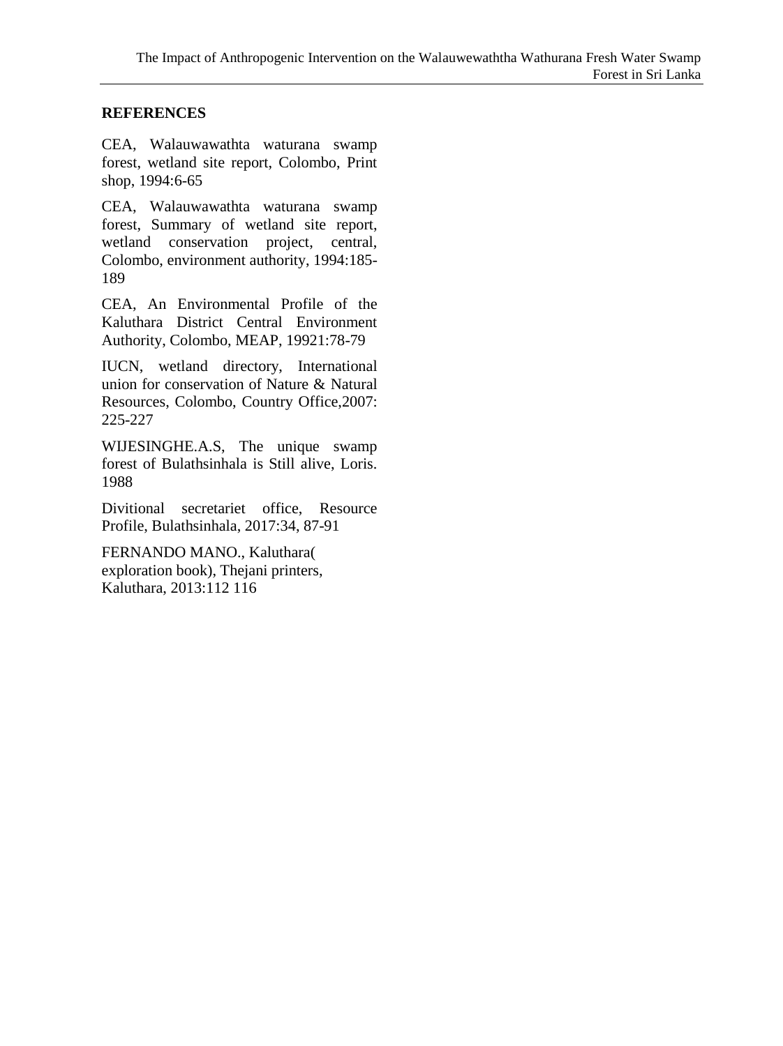## REFERENCES

CEA, Walauwawathta waturana swamp forest, wetland site report, Colombo, Print shop, 1994:6-65

CEA, Walauwawathta waturana swamp forest, Summary of wetland site report, wetland conservation project, central, Colombo, environment authority, 1994:185-189

CEA, An Environmental Profile of the Kaluthara District Central Environment Authority, Colombo, MEAP, 19921:78-79

IUCN, wetland directory, International union for conservation of Nature & Natural Resources, Colombo, Country Office,2007: 225-227

WIJESINGHE.A.S, The unique swamp forest of Bulathsinhala is Still alive, Loris. 1988

Divitional secretariet office, Resource Profile, Bulathsinhala, 2017:34, 87-91

FERNANDO MANO., Kaluthara( exploration book), Thejani printers, Kaluthara, 2013:112 116